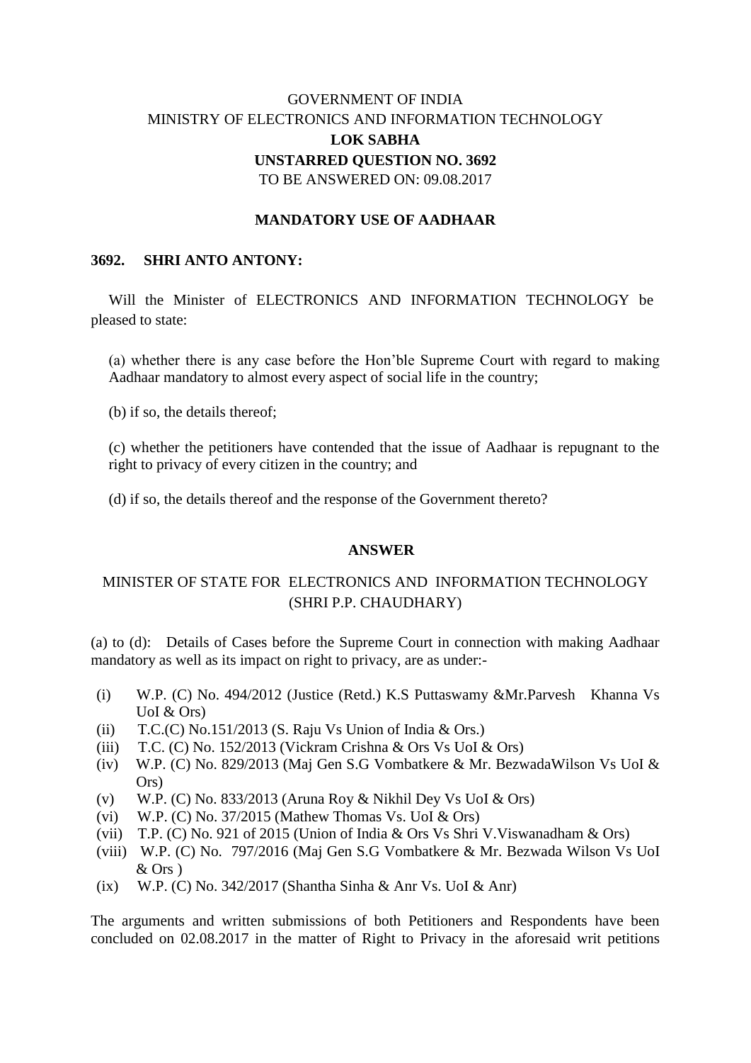GOVERNMENT OF INDIA

MINISTRY OF ELECTRONICS AND INFORMATION TECHNOLOGY

**LOK SABHA**

**UNSTARRED QUESTION NO. 3692**

TO BE ANSWERED ON: 09.08.2017

**MANDATORY USE OF AADHAAR**

**3692. SHRI ANTO ANTONY:**

Will the Minister of ELECTRONICS AND INFORMATION TECHNOLOGY be pleased to state:

(a) whether there is any case before the Hon'ble Supreme Court with regard to making Aadhaar mandatory to almost every aspect of social life in the country;

(b) if so, the details thereof;

(c) whether the petitioners have contended that the issue of Aadhaar is repugnant to the right to privacy of every citizen in the country; and

(d) if so, the details thereof and the response of the Government thereto?

**ANSWER**

MINISTER OF STATE FOR ELECTRONICS AND INFORMATION TECHNOLOGY
(SHRI P.P. CHAUDHARY)

(a) to (d): Details of Cases before the Supreme Court in connection with making Aadhaar mandatory as well as its impact on right to privacy, are as under:-

- (i) W.P. (C) No. 494/2012 (Justice (Retd.) K.S Puttaswamy &Mr.Parvesh Khanna Vs UoI & Ors)
- (ii) T.C.(C) No.151/2013 (S. Raju Vs Union of India & Ors.)
- (iii) T.C. (C) No. 152/2013 (Vickram Crishna & Ors Vs UoI & Ors)
- (iv) W.P. (C) No. 829/2013 (Maj Gen S.G Vombatkere & Mr. BezwadaWilson Vs UoI & Ors)
- (v) W.P. (C) No. 833/2013 (Aruna Roy & Nikhil Dey Vs UoI & Ors)
- (vi) W.P. (C) No. 37/2015 (Mathew Thomas Vs. UoI & Ors)
- (vii) T.P. (C) No. 921 of 2015 (Union of India & Ors Vs Shri V.Viswanadham & Ors)
- (viii) W.P. (C) No. 797/2016 (Maj Gen S.G Vombatkere & Mr. Bezwada Wilson Vs UoI & Ors )
- (ix) W.P. (C) No. 342/2017 (Shantha Sinha & Anr Vs. UoI & Anr)

The arguments and written submissions of both Petitioners and Respondents have been concluded on 02.08.2017 in the matter of Right to Privacy in the aforesaid writ petitions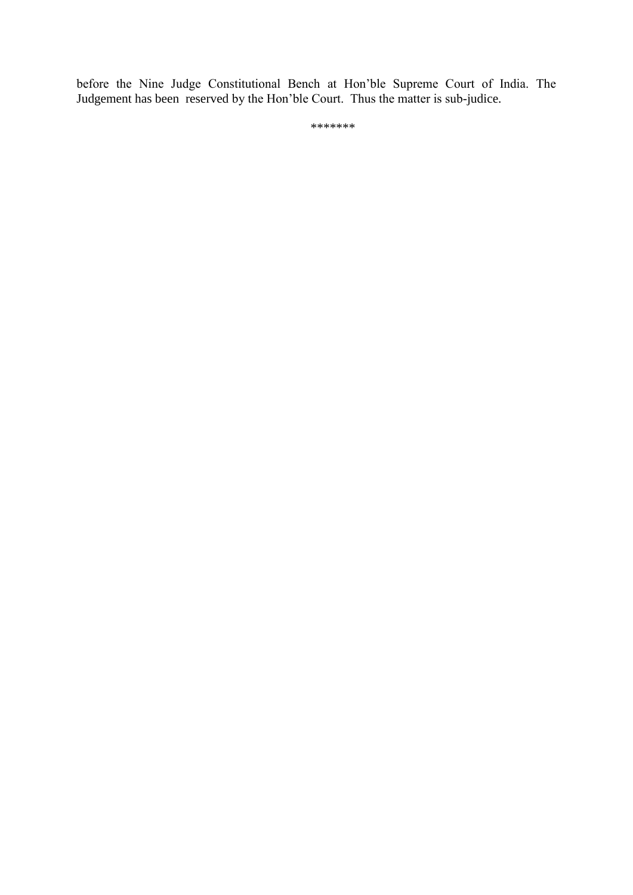before the Nine Judge Constitutional Bench at Hon'ble Supreme Court of India. The Judgement has been reserved by the Hon'ble Court. Thus the matter is sub-judice.

*******